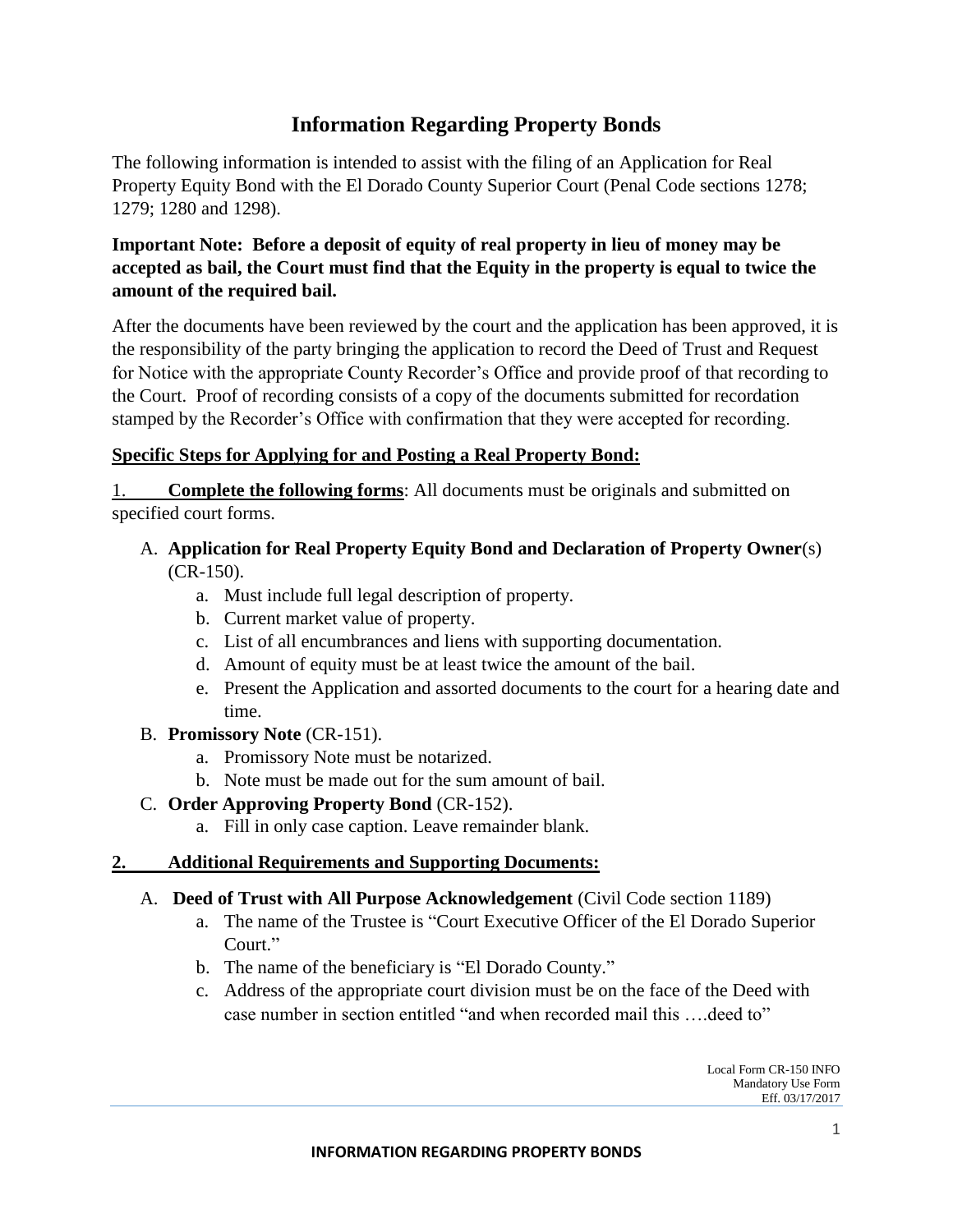# Information Regarding Property Bonds

The following information is intended to assist with the filing of an Application for Real Property Equity Bond with the El Dorado County Superior Court (Penal Code sections 1278; 1279; 1280 and 1298).

**Important Note: Before a deposit of equity of real property in lieu of money may be accepted as bail, the Court must find that the Equity in the property is equal to twice the amount of the required bail.**

After the documents have been reviewed by the court and the application has been approved, it is the responsibility of the party bringing the application to record the Deed of Trust and Request for Notice with the appropriate County Recorder's Office and provide proof of that recording to the Court. Proof of recording consists of a copy of the documents submitted for recordation stamped by the Recorder's Office with confirmation that they were accepted for recording.

## Specific Steps for Applying for and Posting a Real Property Bond:

1. **Complete the following forms**: All documents must be originals and submitted on specified court forms.

   A. **Application for Real Property Equity Bond and Declaration of Property Owner**(s) (CR-150).
      a. Must include full legal description of property.
      b. Current market value of property.
      c. List of all encumbrances and liens with supporting documentation.
      d. Amount of equity must be at least twice the amount of the bail.
      e. Present the Application and assorted documents to the court for a hearing date and time.

   B. **Promissory Note** (CR-151).
      a. Promissory Note must be notarized.
      b. Note must be made out for the sum amount of bail.

   C. **Order Approving Property Bond** (CR-152).
      a. Fill in only case caption. Leave remainder blank.

**2. Additional Requirements and Supporting Documents:**

   A. **Deed of Trust with All Purpose Acknowledgement** (Civil Code section 1189)
      a. The name of the Trustee is "Court Executive Officer of the El Dorado Superior Court."
      b. The name of the beneficiary is "El Dorado County."
      c. Address of the appropriate court division must be on the face of the Deed with case number in section entitled "and when recorded mail this ….deed to"

Local Form CR-150 INFO
Mandatory Use Form
Eff. 03/17/2017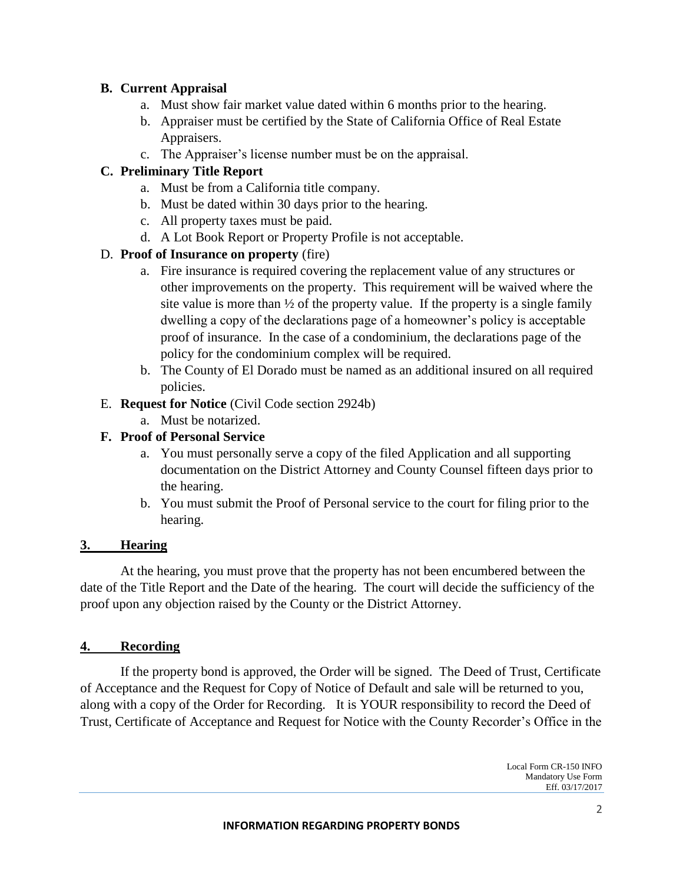**B. Current Appraisal**

a. Must show fair market value dated within 6 months prior to the hearing.
b. Appraiser must be certified by the State of California Office of Real Estate Appraisers.
c. The Appraiser's license number must be on the appraisal.

**C. Preliminary Title Report**

a. Must be from a California title company.
b. Must be dated within 30 days prior to the hearing.
c. All property taxes must be paid.
d. A Lot Book Report or Property Profile is not acceptable.

D. **Proof of Insurance on property** (fire)

a. Fire insurance is required covering the replacement value of any structures or other improvements on the property. This requirement will be waived where the site value is more than ½ of the property value. If the property is a single family dwelling a copy of the declarations page of a homeowner's policy is acceptable proof of insurance. In the case of a condominium, the declarations page of the policy for the condominium complex will be required.
b. The County of El Dorado must be named as an additional insured on all required policies.

E. **Request for Notice** (Civil Code section 2924b)

a. Must be notarized.

**F. Proof of Personal Service**

a. You must personally serve a copy of the filed Application and all supporting documentation on the District Attorney and County Counsel fifteen days prior to the hearing.
b. You must submit the Proof of Personal service to the court for filing prior to the hearing.

## 3. Hearing

At the hearing, you must prove that the property has not been encumbered between the date of the Title Report and the Date of the hearing. The court will decide the sufficiency of the proof upon any objection raised by the County or the District Attorney.

## 4. Recording

If the property bond is approved, the Order will be signed. The Deed of Trust, Certificate of Acceptance and the Request for Copy of Notice of Default and sale will be returned to you, along with a copy of the Order for Recording. It is YOUR responsibility to record the Deed of Trust, Certificate of Acceptance and Request for Notice with the County Recorder's Office in the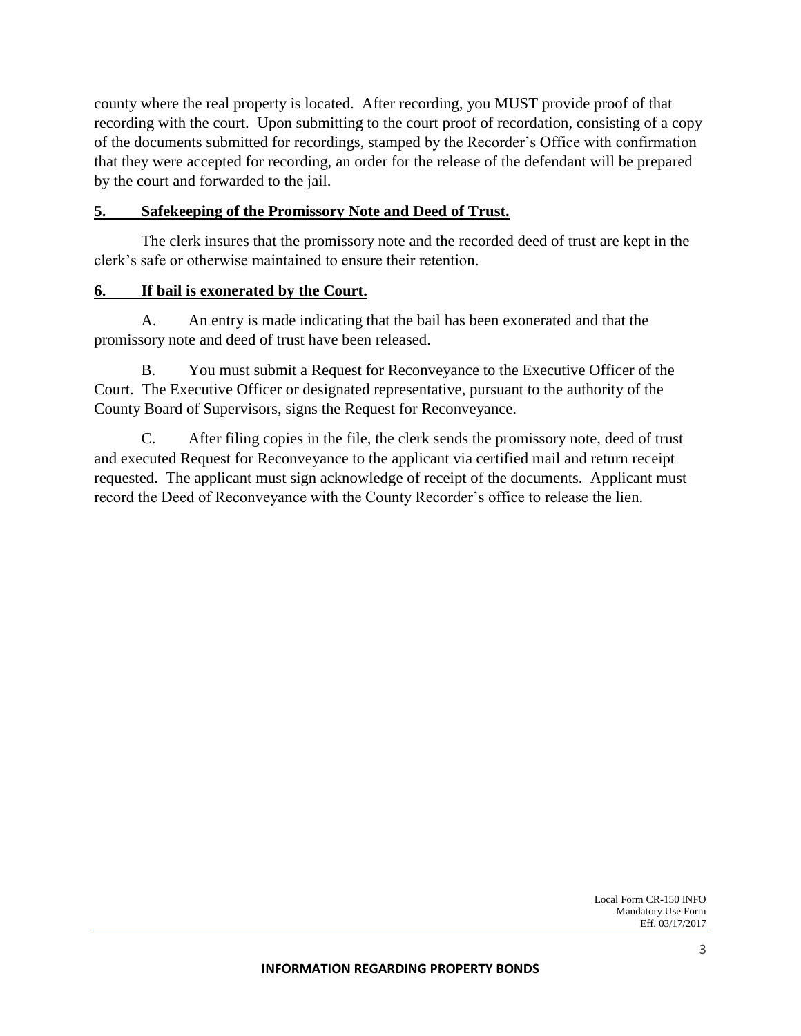county where the real property is located. After recording, you MUST provide proof of that recording with the court. Upon submitting to the court proof of recordation, consisting of a copy of the documents submitted for recordings, stamped by the Recorder's Office with confirmation that they were accepted for recording, an order for the release of the defendant will be prepared by the court and forwarded to the jail.

## 5. Safekeeping of the Promissory Note and Deed of Trust.

The clerk insures that the promissory note and the recorded deed of trust are kept in the clerk's safe or otherwise maintained to ensure their retention.

## 6. If bail is exonerated by the Court.

A. An entry is made indicating that the bail has been exonerated and that the promissory note and deed of trust have been released.

B. You must submit a Request for Reconveyance to the Executive Officer of the Court. The Executive Officer or designated representative, pursuant to the authority of the County Board of Supervisors, signs the Request for Reconveyance.

C. After filing copies in the file, the clerk sends the promissory note, deed of trust and executed Request for Reconveyance to the applicant via certified mail and return receipt requested. The applicant must sign acknowledge of receipt of the documents. Applicant must record the Deed of Reconveyance with the County Recorder's office to release the lien.